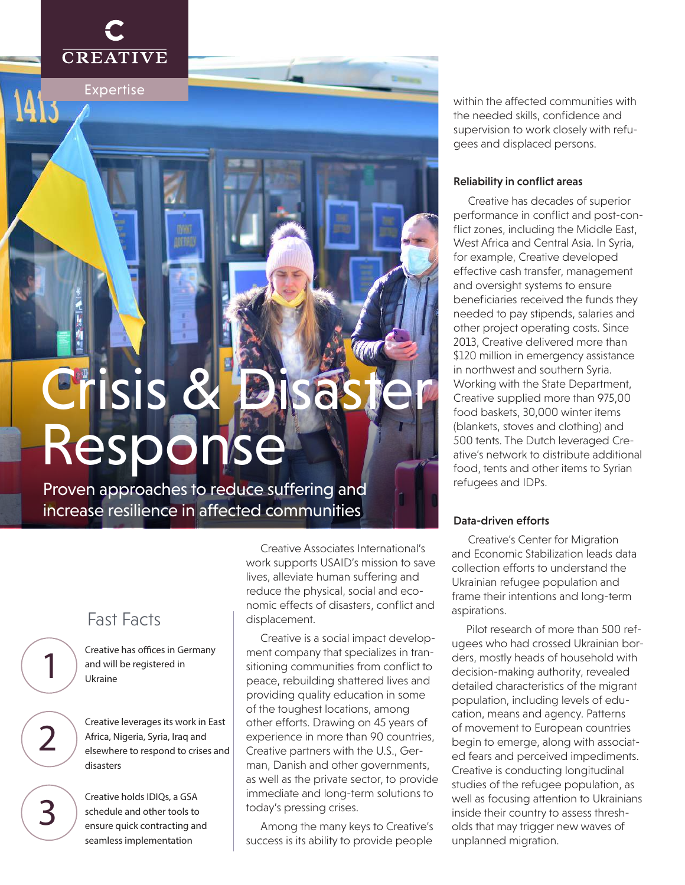CREATIVE

Expertise

# Crisis & Disaster Response

Proven approaches to reduce suffering and increase resilience in affected communities

## Fast Facts

1. Creative has offices in Germany and will be registered in Ukraine

2. Creative leverages its work in East Africa, Nigeria, Syria, Iraq and elsewhere to respond to crises and disasters

3. Creative holds IDIQs, a GSA schedule and other tools to ensure quick contracting and seamless implementation

Creative Associates International's work supports USAID's mission to save lives, alleviate human suffering and reduce the physical, social and economic effects of disasters, conflict and displacement.

Creative is a social impact development company that specializes in transitioning communities from conflict to peace, rebuilding shattered lives and providing quality education in some of the toughest locations, among other efforts. Drawing on 45 years of experience in more than 90 countries, Creative partners with the U.S., German, Danish and other governments, as well as the private sector, to provide immediate and long-term solutions to today's pressing crises.

Among the many keys to Creative's success is its ability to provide people within the affected communities with the needed skills, confidence and supervision to work closely with refugees and displaced persons.

### Reliability in conflict areas

Creative has decades of superior performance in conflict and post-conflict zones, including the Middle East, West Africa and Central Asia. In Syria, for example, Creative developed effective cash transfer, management and oversight systems to ensure beneficiaries received the funds they needed to pay stipends, salaries and other project operating costs. Since 2013, Creative delivered more than $120 million in emergency assistance in northwest and southern Syria. Working with the State Department, Creative supplied more than 975,00 food baskets, 30,000 winter items (blankets, stoves and clothing) and 500 tents. The Dutch leveraged Creative's network to distribute additional food, tents and other items to Syrian refugees and IDPs.

### Data-driven efforts

Creative's Center for Migration and Economic Stabilization leads data collection efforts to understand the Ukrainian refugee population and frame their intentions and long-term aspirations.

Pilot research of more than 500 refugees who had crossed Ukrainian borders, mostly heads of household with decision-making authority, revealed detailed characteristics of the migrant population, including levels of education, means and agency. Patterns of movement to European countries begin to emerge, along with associated fears and perceived impediments. Creative is conducting longitudinal studies of the refugee population, as well as focusing attention to Ukrainians inside their country to assess thresholds that may trigger new waves of unplanned migration.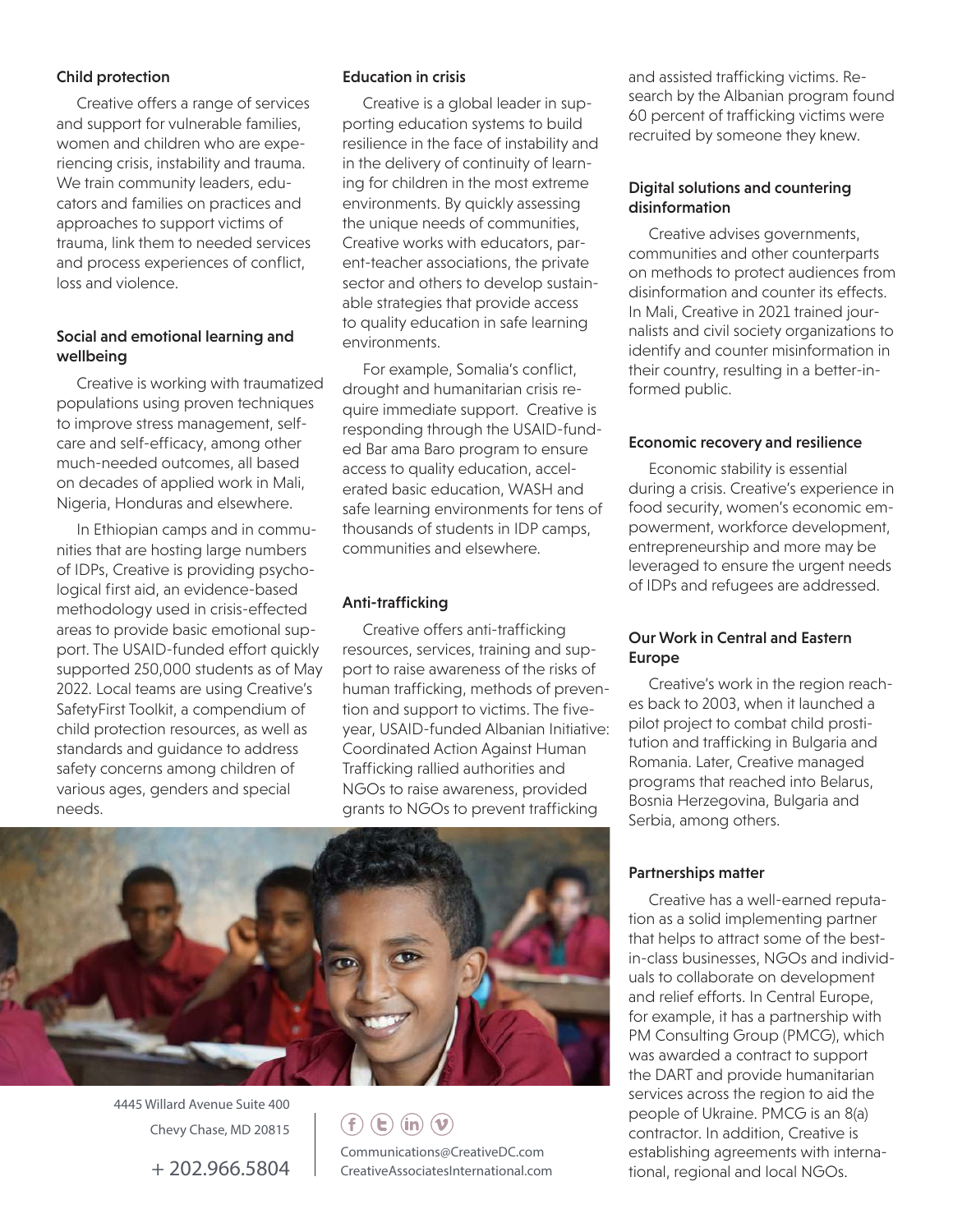### Child protection

Creative offers a range of services and support for vulnerable families, women and children who are experiencing crisis, instability and trauma. We train community leaders, educators and families on practices and approaches to support victims of trauma, link them to needed services and process experiences of conflict, loss and violence.

### Social and emotional learning and wellbeing

Creative is working with traumatized populations using proven techniques to improve stress management, self-care and self-efficacy, among other much-needed outcomes, all based on decades of applied work in Mali, Nigeria, Honduras and elsewhere.

In Ethiopian camps and in communities that are hosting large numbers of IDPs, Creative is providing psychological first aid, an evidence-based methodology used in crisis-effected areas to provide basic emotional support. The USAID-funded effort quickly supported 250,000 students as of May 2022. Local teams are using Creative's SafetyFirst Toolkit, a compendium of child protection resources, as well as standards and guidance to address safety concerns among children of various ages, genders and special needs.

### Education in crisis

Creative is a global leader in supporting education systems to build resilience in the face of instability and in the delivery of continuity of learning for children in the most extreme environments. By quickly assessing the unique needs of communities, Creative works with educators, parent-teacher associations, the private sector and others to develop sustainable strategies that provide access to quality education in safe learning environments.

For example, Somalia's conflict, drought and humanitarian crisis require immediate support. Creative is responding through the USAID-funded Bar ama Baro program to ensure access to quality education, accelerated basic education, WASH and safe learning environments for tens of thousands of students in IDP camps, communities and elsewhere.

### Anti-trafficking

Creative offers anti-trafficking resources, services, training and support to raise awareness of the risks of human trafficking, methods of prevention and support to victims. The five-year, USAID-funded Albanian Initiative: Coordinated Action Against Human Trafficking rallied authorities and NGOs to raise awareness, provided grants to NGOs to prevent trafficking and assisted trafficking victims. Research by the Albanian program found 60 percent of trafficking victims were recruited by someone they knew.

### Digital solutions and countering disinformation

Creative advises governments, communities and other counterparts on methods to protect audiences from disinformation and counter its effects. In Mali, Creative in 2021 trained journalists and civil society organizations to identify and counter misinformation in their country, resulting in a better-informed public.

### Economic recovery and resilience

Economic stability is essential during a crisis. Creative's experience in food security, women's economic empowerment, workforce development, entrepreneurship and more may be leveraged to ensure the urgent needs of IDPs and refugees are addressed.

### Our Work in Central and Eastern Europe

Creative's work in the region reaches back to 2003, when it launched a pilot project to combat child prostitution and trafficking in Bulgaria and Romania. Later, Creative managed programs that reached into Belarus, Bosnia Herzegovina, Bulgaria and Serbia, among others.

### Partnerships matter

Creative has a well-earned reputation as a solid implementing partner that helps to attract some of the best-in-class businesses, NGOs and individuals to collaborate on development and relief efforts. In Central Europe, for example, it has a partnership with PM Consulting Group (PMCG), which was awarded a contract to support the DART and provide humanitarian services across the region to aid the people of Ukraine. PMCG is an 8(a) contractor. In addition, Creative is establishing agreements with international, regional and local NGOs.

4445 Willard Avenue Suite 400
Chevy Chase, MD 20815

+ 202.966.5804

Communications@CreativeDC.com
CreativeAssociatesInternational.com